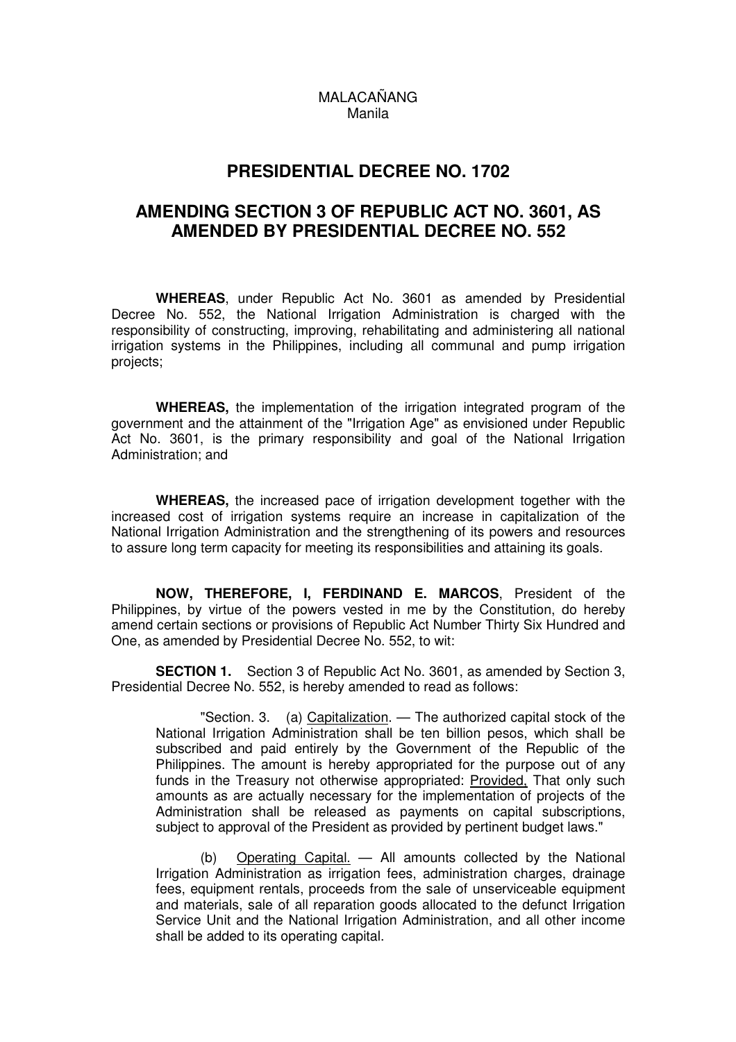MALACAÑANG
Manila

# PRESIDENTIAL DECREE NO. 1702

## AMENDING SECTION 3 OF REPUBLIC ACT NO. 3601, AS AMENDED BY PRESIDENTIAL DECREE NO. 552

**WHEREAS**, under Republic Act No. 3601 as amended by Presidential Decree No. 552, the National Irrigation Administration is charged with the responsibility of constructing, improving, rehabilitating and administering all national irrigation systems in the Philippines, including all communal and pump irrigation projects;

**WHEREAS,** the implementation of the irrigation integrated program of the government and the attainment of the "Irrigation Age" as envisioned under Republic Act No. 3601, is the primary responsibility and goal of the National Irrigation Administration; and

**WHEREAS,** the increased pace of irrigation development together with the increased cost of irrigation systems require an increase in capitalization of the National Irrigation Administration and the strengthening of its powers and resources to assure long term capacity for meeting its responsibilities and attaining its goals.

**NOW, THEREFORE, I, FERDINAND E. MARCOS**, President of the Philippines, by virtue of the powers vested in me by the Constitution, do hereby amend certain sections or provisions of Republic Act Number Thirty Six Hundred and One, as amended by Presidential Decree No. 552, to wit:

**SECTION 1.** Section 3 of Republic Act No. 3601, as amended by Section 3, Presidential Decree No. 552, is hereby amended to read as follows:

> "Section. 3. (a) Capitalization. — The authorized capital stock of the National Irrigation Administration shall be ten billion pesos, which shall be subscribed and paid entirely by the Government of the Republic of the Philippines. The amount is hereby appropriated for the purpose out of any funds in the Treasury not otherwise appropriated: Provided, That only such amounts as are actually necessary for the implementation of projects of the Administration shall be released as payments on capital subscriptions, subject to approval of the President as provided by pertinent budget laws."
>
> (b) Operating Capital. — All amounts collected by the National Irrigation Administration as irrigation fees, administration charges, drainage fees, equipment rentals, proceeds from the sale of unserviceable equipment and materials, sale of all reparation goods allocated to the defunct Irrigation Service Unit and the National Irrigation Administration, and all other income shall be added to its operating capital.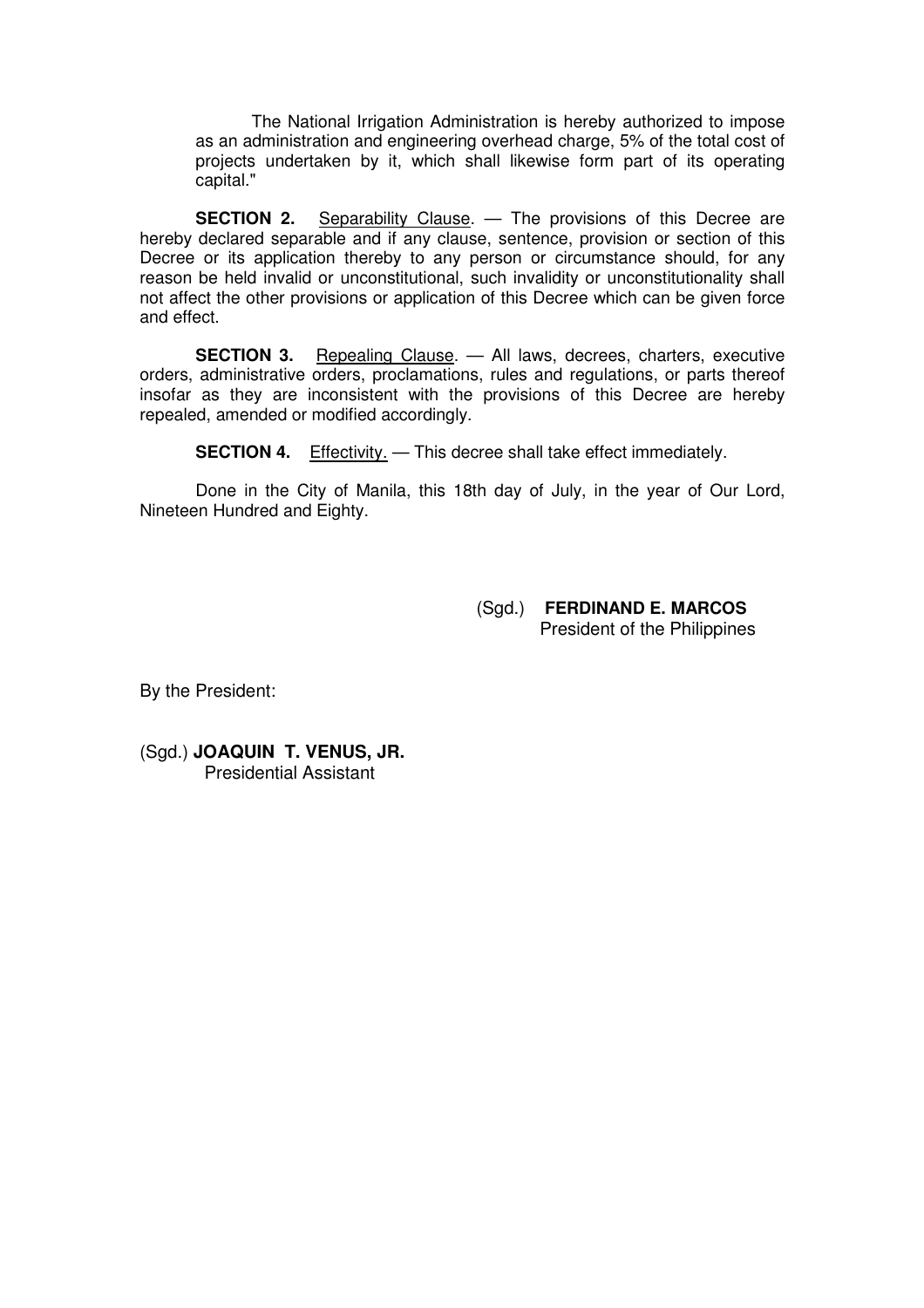The National Irrigation Administration is hereby authorized to impose as an administration and engineering overhead charge, 5% of the total cost of projects undertaken by it, which shall likewise form part of its operating capital."

**SECTION 2.** Separability Clause. — The provisions of this Decree are hereby declared separable and if any clause, sentence, provision or section of this Decree or its application thereby to any person or circumstance should, for any reason be held invalid or unconstitutional, such invalidity or unconstitutionality shall not affect the other provisions or application of this Decree which can be given force and effect.

**SECTION 3.** Repealing Clause. — All laws, decrees, charters, executive orders, administrative orders, proclamations, rules and regulations, or parts thereof insofar as they are inconsistent with the provisions of this Decree are hereby repealed, amended or modified accordingly.

**SECTION 4.** Effectivity. — This decree shall take effect immediately.

Done in the City of Manila, this 18th day of July, in the year of Our Lord, Nineteen Hundred and Eighty.

(Sgd.) **FERDINAND E. MARCOS**
President of the Philippines

By the President:

(Sgd.) **JOAQUIN T. VENUS, JR.**
Presidential Assistant